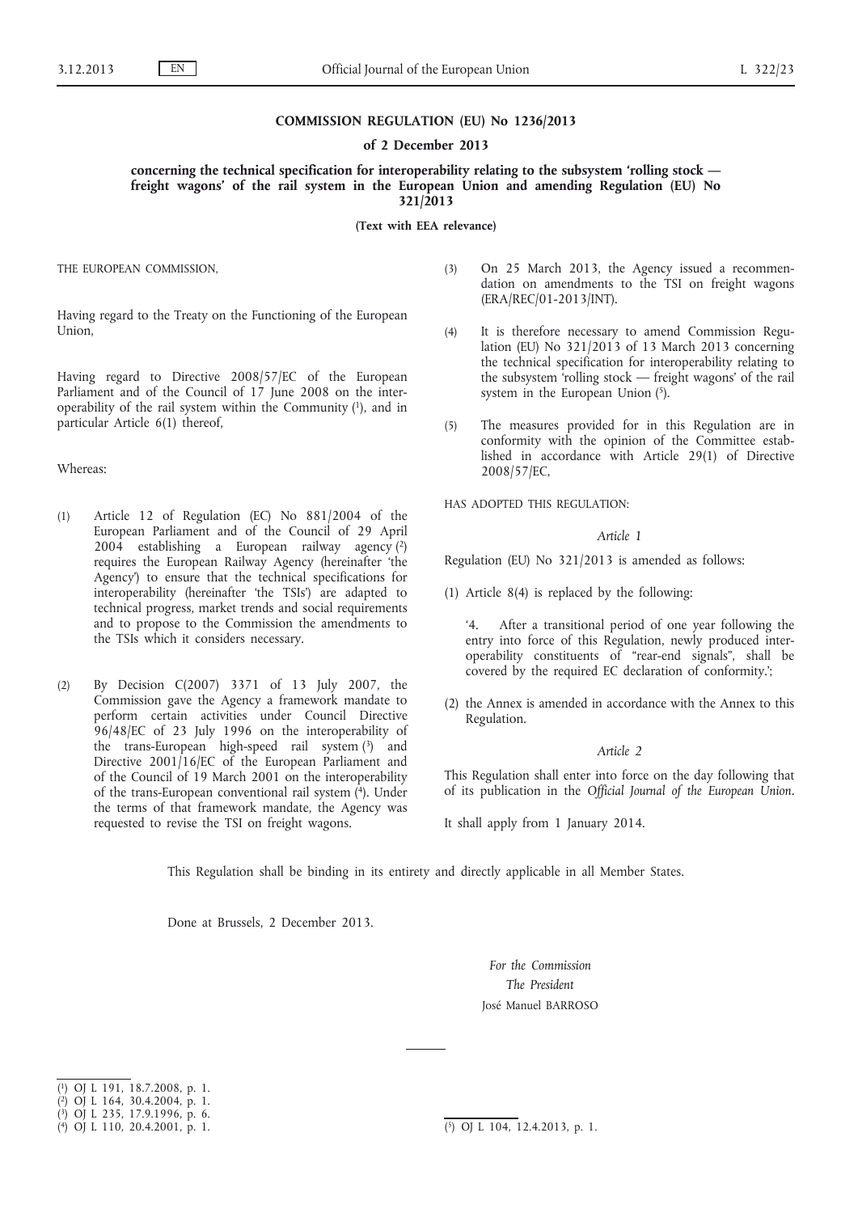# COMMISSION REGULATION (EU) No 1236/2013

## of 2 December 2013

## concerning the technical specification for interoperability relating to the subsystem 'rolling stock — freight wagons' of the rail system in the European Union and amending Regulation (EU) No 321/2013

**(Text with EEA relevance)**

THE EUROPEAN COMMISSION,

Having regard to the Treaty on the Functioning of the European Union,

Having regard to Directive 2008/57/EC of the European Parliament and of the Council of 17 June 2008 on the interoperability of the rail system within the Community [1], and in particular Article 6(1) thereof,

Whereas:

(1) Article 12 of Regulation (EC) No 881/2004 of the European Parliament and of the Council of 29 April 2004 establishing a European railway agency [2] requires the European Railway Agency (hereinafter 'the Agency') to ensure that the technical specifications for interoperability (hereinafter 'the TSIs') are adapted to technical progress, market trends and social requirements and to propose to the Commission the amendments to the TSIs which it considers necessary.

(2) By Decision C(2007) 3371 of 13 July 2007, the Commission gave the Agency a framework mandate to perform certain activities under Council Directive 96/48/EC of 23 July 1996 on the interoperability of the trans-European high-speed rail system [3] and Directive 2001/16/EC of the European Parliament and of the Council of 19 March 2001 on the interoperability of the trans-European conventional rail system [4]. Under the terms of that framework mandate, the Agency was requested to revise the TSI on freight wagons.

(3) On 25 March 2013, the Agency issued a recommendation on amendments to the TSI on freight wagons (ERA/REC/01-2013/INT).

(4) It is therefore necessary to amend Commission Regulation (EU) No 321/2013 of 13 March 2013 concerning the technical specification for interoperability relating to the subsystem 'rolling stock — freight wagons' of the rail system in the European Union [5].

(5) The measures provided for in this Regulation are in conformity with the opinion of the Committee established in accordance with Article 29(1) of Directive 2008/57/EC,

HAS ADOPTED THIS REGULATION:

*Article 1*

Regulation (EU) No 321/2013 is amended as follows:

(1) Article 8(4) is replaced by the following:

'4. After a transitional period of one year following the entry into force of this Regulation, newly produced interoperability constituents of "rear-end signals", shall be covered by the required EC declaration of conformity.';

(2) the Annex is amended in accordance with the Annex to this Regulation.

*Article 2*

This Regulation shall enter into force on the day following that of its publication in the *Official Journal of the European Union*.

It shall apply from 1 January 2014.

This Regulation shall be binding in its entirety and directly applicable in all Member States.

Done at Brussels, 2 December 2013.

*For the Commission*

*The President*

José Manuel BARROSO

---

[1] OJ L 191, 18.7.2008, p. 1.

[2] OJ L 164, 30.4.2004, p. 1.

[3] OJ L 235, 17.9.1996, p. 6.

[4] OJ L 110, 20.4.2001, p. 1.

[5] OJ L 104, 12.4.2013, p. 1.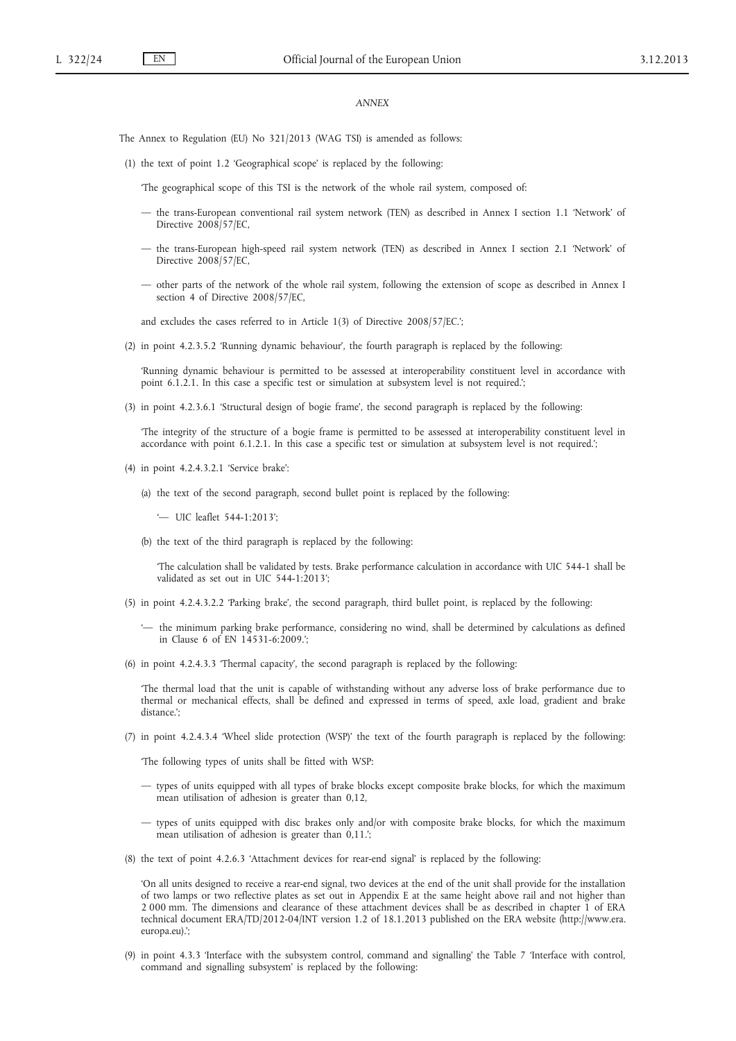*ANNEX*

The Annex to Regulation (EU) No 321/2013 (WAG TSI) is amended as follows:

(1) the text of point 1.2 'Geographical scope' is replaced by the following:

'The geographical scope of this TSI is the network of the whole rail system, composed of:

— the trans-European conventional rail system network (TEN) as described in Annex I section 1.1 'Network' of Directive 2008/57/EC,

— the trans-European high-speed rail system network (TEN) as described in Annex I section 2.1 'Network' of Directive 2008/57/EC,

— other parts of the network of the whole rail system, following the extension of scope as described in Annex I section 4 of Directive 2008/57/EC,

and excludes the cases referred to in Article 1(3) of Directive 2008/57/EC.';

(2) in point 4.2.3.5.2 'Running dynamic behaviour', the fourth paragraph is replaced by the following:

'Running dynamic behaviour is permitted to be assessed at interoperability constituent level in accordance with point 6.1.2.1. In this case a specific test or simulation at subsystem level is not required.';

(3) in point 4.2.3.6.1 'Structural design of bogie frame', the second paragraph is replaced by the following:

'The integrity of the structure of a bogie frame is permitted to be assessed at interoperability constituent level in accordance with point 6.1.2.1. In this case a specific test or simulation at subsystem level is not required.';

(4) in point 4.2.4.3.2.1 'Service brake':

(a) the text of the second paragraph, second bullet point is replaced by the following:

'— UIC leaflet 544-1:2013';

(b) the text of the third paragraph is replaced by the following:

'The calculation shall be validated by tests. Brake performance calculation in accordance with UIC 544-1 shall be validated as set out in UIC 544-1:2013';

(5) in point 4.2.4.3.2.2 'Parking brake', the second paragraph, third bullet point, is replaced by the following:

'— the minimum parking brake performance, considering no wind, shall be determined by calculations as defined in Clause 6 of EN 14531-6:2009.';

(6) in point 4.2.4.3.3 'Thermal capacity', the second paragraph is replaced by the following:

'The thermal load that the unit is capable of withstanding without any adverse loss of brake performance due to thermal or mechanical effects, shall be defined and expressed in terms of speed, axle load, gradient and brake distance.';

(7) in point 4.2.4.3.4 'Wheel slide protection (WSP)' the text of the fourth paragraph is replaced by the following:

'The following types of units shall be fitted with WSP:

— types of units equipped with all types of brake blocks except composite brake blocks, for which the maximum mean utilisation of adhesion is greater than 0,12,

— types of units equipped with disc brakes only and/or with composite brake blocks, for which the maximum mean utilisation of adhesion is greater than 0,11.';

(8) the text of point 4.2.6.3 'Attachment devices for rear-end signal' is replaced by the following:

'On all units designed to receive a rear-end signal, two devices at the end of the unit shall provide for the installation of two lamps or two reflective plates as set out in Appendix E at the same height above rail and not higher than 2 000 mm. The dimensions and clearance of these attachment devices shall be as described in chapter 1 of ERA technical document ERA/TD/2012-04/INT version 1.2 of 18.1.2013 published on the ERA website (http://www.era.europa.eu).';

(9) in point 4.3.3 'Interface with the subsystem control, command and signalling' the Table 7 'Interface with control, command and signalling subsystem' is replaced by the following: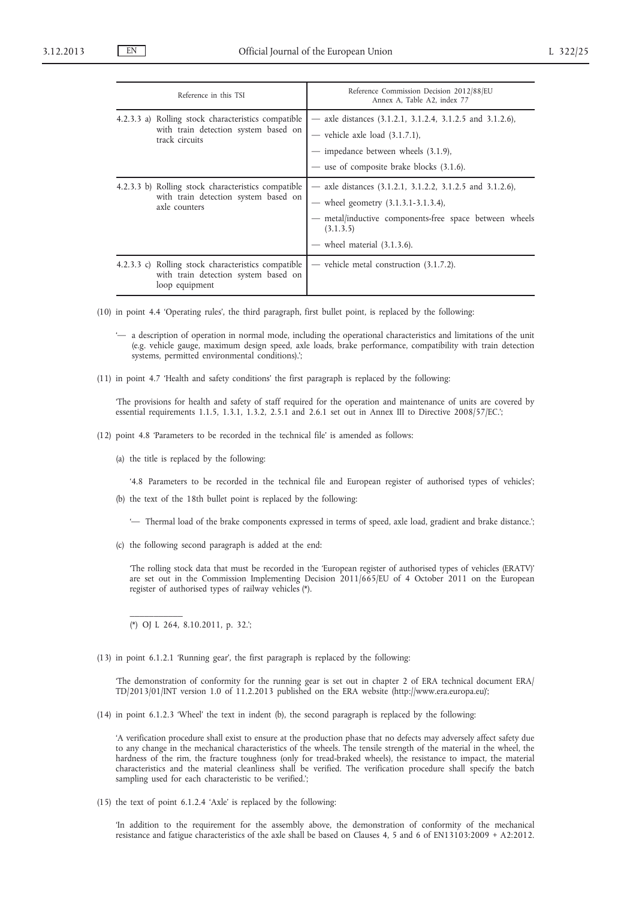| Reference in this TSI | Reference Commission Decision 2012/88/EU Annex A, Table A2, index 77 |
|---|---|
| 4.2.3.3 a) Rolling stock characteristics compatible with train detection system based on track circuits | — axle distances (3.1.2.1, 3.1.2.4, 3.1.2.5 and 3.1.2.6),<br>— vehicle axle load (3.1.7.1),<br>— impedance between wheels (3.1.9),<br>— use of composite brake blocks (3.1.6). |
| 4.2.3.3 b) Rolling stock characteristics compatible with train detection system based on axle counters | — axle distances (3.1.2.1, 3.1.2.2, 3.1.2.5 and 3.1.2.6),<br>— wheel geometry (3.1.3.1-3.1.3.4),<br>— metal/inductive components-free space between wheels (3.1.3.5)<br>— wheel material (3.1.3.6). |
| 4.2.3.3 c) Rolling stock characteristics compatible with train detection system based on loop equipment | — vehicle metal construction (3.1.7.2). |

(10) in point 4.4 'Operating rules', the third paragraph, first bullet point, is replaced by the following:

'— a description of operation in normal mode, including the operational characteristics and limitations of the unit (e.g. vehicle gauge, maximum design speed, axle loads, brake performance, compatibility with train detection systems, permitted environmental conditions).';

(11) in point 4.7 'Health and safety conditions' the first paragraph is replaced by the following:

'The provisions for health and safety of staff required for the operation and maintenance of units are covered by essential requirements 1.1.5, 1.3.1, 1.3.2, 2.5.1 and 2.6.1 set out in Annex III to Directive 2008/57/EC.';

(12) point 4.8 'Parameters to be recorded in the technical file' is amended as follows:

(a) the title is replaced by the following:

'4.8 Parameters to be recorded in the technical file and European register of authorised types of vehicles';

(b) the text of the 18th bullet point is replaced by the following:

'— Thermal load of the brake components expressed in terms of speed, axle load, gradient and brake distance.';

(c) the following second paragraph is added at the end:

'The rolling stock data that must be recorded in the 'European register of authorised types of vehicles (ERATV)' are set out in the Commission Implementing Decision 2011/665/EU of 4 October 2011 on the European register of authorised types of railway vehicles (*).

(*) OJ L 264, 8.10.2011, p. 32.';

(13) in point 6.1.2.1 'Running gear', the first paragraph is replaced by the following:

'The demonstration of conformity for the running gear is set out in chapter 2 of ERA technical document ERA/TD/2013/01/INT version 1.0 of 11.2.2013 published on the ERA website (http://www.era.europa.eu)';

(14) in point 6.1.2.3 'Wheel' the text in indent (b), the second paragraph is replaced by the following:

'A verification procedure shall exist to ensure at the production phase that no defects may adversely affect safety due to any change in the mechanical characteristics of the wheels. The tensile strength of the material in the wheel, the hardness of the rim, the fracture toughness (only for tread-braked wheels), the resistance to impact, the material characteristics and the material cleanliness shall be verified. The verification procedure shall specify the batch sampling used for each characteristic to be verified.';

(15) the text of point 6.1.2.4 'Axle' is replaced by the following:

'In addition to the requirement for the assembly above, the demonstration of conformity of the mechanical resistance and fatigue characteristics of the axle shall be based on Clauses 4, 5 and 6 of EN13103:2009 + A2:2012.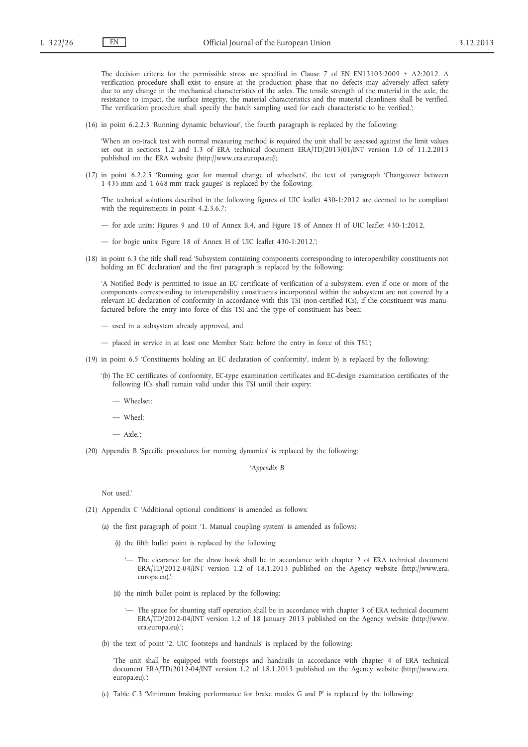The decision criteria for the permissible stress are specified in Clause 7 of EN EN13103:2009 + A2:2012. A verification procedure shall exist to ensure at the production phase that no defects may adversely affect safety due to any change in the mechanical characteristics of the axles. The tensile strength of the material in the axle, the resistance to impact, the surface integrity, the material characteristics and the material cleanliness shall be verified. The verification procedure shall specify the batch sampling used for each characteristic to be verified.';

(16) in point 6.2.2.3 'Running dynamic behaviour', the fourth paragraph is replaced by the following:

'When an on-track test with normal measuring method is required the unit shall be assessed against the limit values set out in sections 1.2 and 1.3 of ERA technical document ERA/TD/2013/01/INT version 1.0 of 11.2.2013 published on the ERA website (http://www.era.europa.eu)';

(17) in point 6.2.2.5 'Running gear for manual change of wheelsets', the text of paragraph 'Changeover between 1 435 mm and 1 668 mm track gauges' is replaced by the following:

'The technical solutions described in the following figures of UIC leaflet 430-1:2012 are deemed to be compliant with the requirements in point 4.2.3.6.7:

— for axle units: Figures 9 and 10 of Annex B.4, and Figure 18 of Annex H of UIC leaflet 430-1:2012,

— for bogie units: Figure 18 of Annex H of UIC leaflet 430-1:2012.';

(18) in point 6.3 the title shall read 'Subsystem containing components corresponding to interoperability constituents not holding an EC declaration' and the first paragraph is replaced by the following:

'A Notified Body is permitted to issue an EC certificate of verification of a subsystem, even if one or more of the components corresponding to interoperability constituents incorporated within the subsystem are not covered by a relevant EC declaration of conformity in accordance with this TSI (non-certified ICs), if the constituent was manufactured before the entry into force of this TSI and the type of constituent has been:

— used in a subsystem already approved, and

— placed in service in at least one Member State before the entry in force of this TSI.';

(19) in point 6.5 'Constituents holding an EC declaration of conformity', indent b) is replaced by the following:

'(b) The EC certificates of conformity, EC-type examination certificates and EC-design examination certificates of the following ICs shall remain valid under this TSI until their expiry:

— Wheelset;

— Wheel;

— Axle.';

(20) Appendix B 'Specific procedures for running dynamics' is replaced by the following:

*'Appendix B*

Not used.'

(21) Appendix C 'Additional optional conditions' is amended as follows:

(a) the first paragraph of point '1. Manual coupling system' is amended as follows:

(i) the fifth bullet point is replaced by the following:

'— The clearance for the draw hook shall be in accordance with chapter 2 of ERA technical document ERA/TD/2012-04/INT version 1.2 of 18.1.2013 published on the Agency website (http://www.era.europa.eu).';

(ii) the ninth bullet point is replaced by the following:

'— The space for shunting staff operation shall be in accordance with chapter 3 of ERA technical document ERA/TD/2012-04/INT version 1.2 of 18 January 2013 published on the Agency website (http://www.era.europa.eu).';

(b) the text of point '2. UIC footsteps and handrails' is replaced by the following:

'The unit shall be equipped with footsteps and handrails in accordance with chapter 4 of ERA technical document ERA/TD/2012-04/INT version 1.2 of 18.1.2013 published on the Agency website (http://www.era.europa.eu).';

(c) Table C.3 'Minimum braking performance for brake modes G and P' is replaced by the following: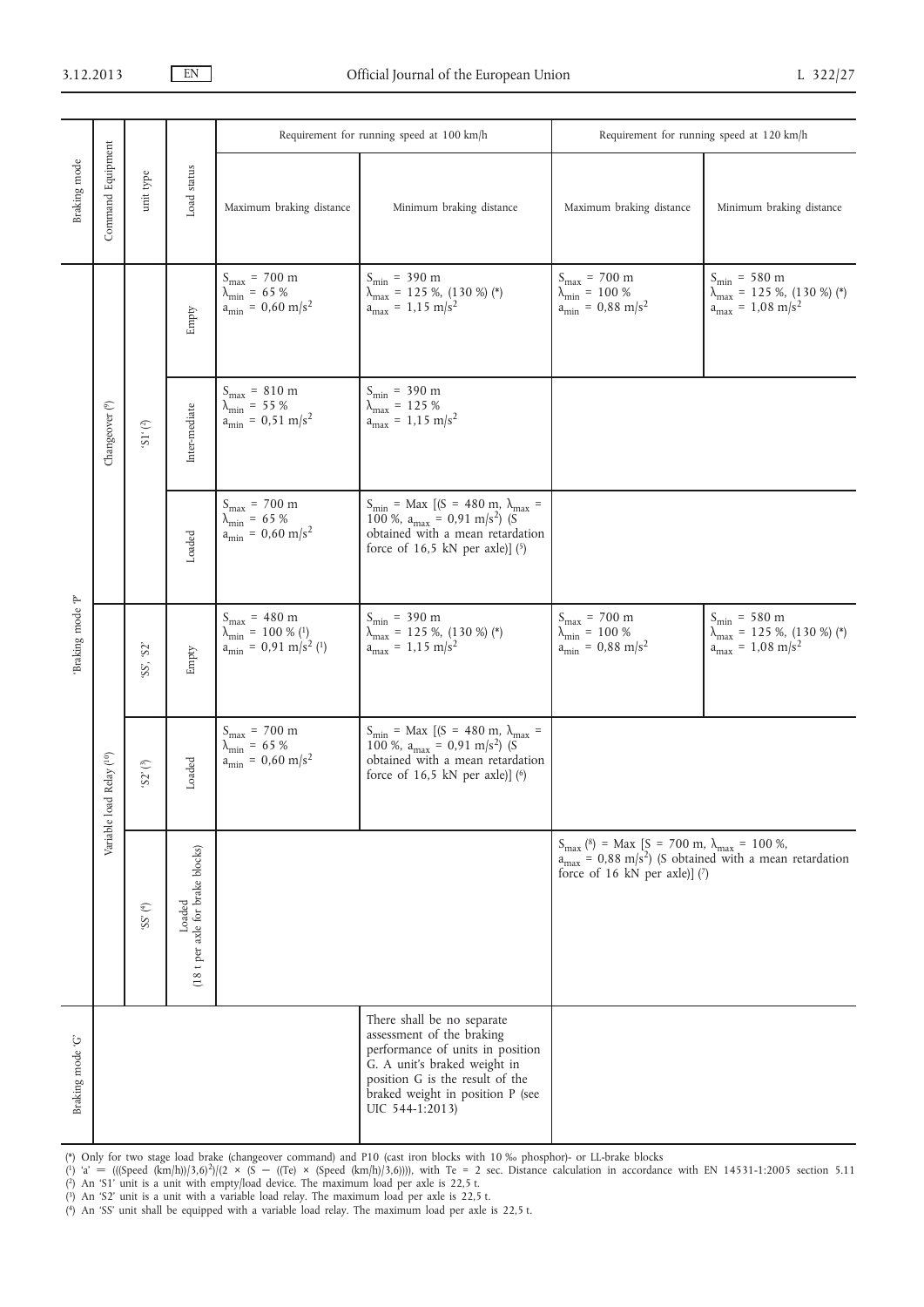| Braking mode | Command Equipment | unit type | Load status | Requirement for running speed at 100 km/h | | Requirement for running speed at 120 km/h | |
|---|---|---|---|---|---|---|---|
| | | | | Maximum braking distance | Minimum braking distance | Maximum braking distance | Minimum braking distance |
| 'Braking mode 'P' | Changeover (9) | 'S1' (2) | Empty | $S_{max}$ = 700 m $\lambda_{min}$ = 65 % $a_{min}$ = 0,60 m/s$^2$ | $S_{min}$ = 390 m $\lambda_{max}$ = 125 %, (130 %) (*) $a_{max}$ = 1,15 m/s$^2$ | $S_{max}$ = 700 m $\lambda_{min}$ = 100 % $a_{min}$ = 0,88 m/s$^2$ | $S_{min}$ = 580 m $\lambda_{max}$ = 125 %, (130 %) (*) $a_{max}$ = 1,08 m/s$^2$ |
| | | | Inter-mediate | $S_{max}$ = 810 m $\lambda_{min}$ = 55 % $a_{min}$ = 0,51 m/s$^2$ | $S_{min}$ = 390 m $\lambda_{max}$ = 125 % $a_{max}$ = 1,15 m/s$^2$ | | |
| | | | Loaded | $S_{max}$ = 700 m $\lambda_{min}$ = 65 % $a_{min}$ = 0,60 m/s$^2$ | $S_{min}$ = Max [(S = 480 m, $\lambda_{max}$ = 100 %, $a_{max}$ = 0,91 m/s$^2$) (S obtained with a mean retardation force of 16,5 kN per axle)] (5) | | |
| | Variable load Relay (10) | 'SS', 'S2' | Empty | $S_{max}$ = 480 m $\lambda_{min}$ = 100 % (1) $a_{min}$ = 0,91 m/s$^2$ (1) | $S_{min}$ = 390 m $\lambda_{max}$ = 125 %, (130 %) (*) $a_{max}$ = 1,15 m/s$^2$ | $S_{max}$ = 700 m $\lambda_{min}$ = 100 % $a_{min}$ = 0,88 m/s$^2$ | $S_{min}$ = 580 m $\lambda_{max}$ = 125 %, (130 %) (*) $a_{max}$ = 1,08 m/s$^2$ |
| | | 'S2' (3) | Loaded | $S_{max}$ = 700 m $\lambda_{min}$ = 65 % $a_{min}$ = 0,60 m/s$^2$ | $S_{min}$ = Max [(S = 480 m, $\lambda_{max}$ = 100 %, $a_{max}$ = 0,91 m/s$^2$) (S obtained with a mean retardation force of 16,5 kN per axle)] (6) | | |
| | | 'SS' (4) | Loaded (18 t per axle for brake blocks) | | | $S_{max}$ (8) = Max [S = 700 m, $\lambda_{max}$ = 100 %, $a_{max}$ = 0,88 m/s$^2$) (S obtained with a mean retardation force of 16 kN per axle)] (7) | |
| Braking mode 'G' | | | | | There shall be no separate assessment of the braking performance of units in position G. A unit's braked weight in position G is the result of the braked weight in position P (see UIC 544-1:2013) | | |

(*) Only for two stage load brake (changeover command) and P10 (cast iron blocks with 10 ‰ phosphor)- or LL-brake blocks

(1) 'a' = (((Speed (km/h))/3,6)$^2$)/(2 × (S − ((Te) × (Speed (km/h)/3,6)))), with Te = 2 sec. Distance calculation in accordance with EN 14531-1:2005 section 5.11

(2) An 'S1' unit is a unit with empty/load device. The maximum load per axle is 22,5 t.

(3) An 'S2' unit is a unit with a variable load relay. The maximum load per axle is 22,5 t.

(4) An 'SS' unit shall be equipped with a variable load relay. The maximum load per axle is 22,5 t.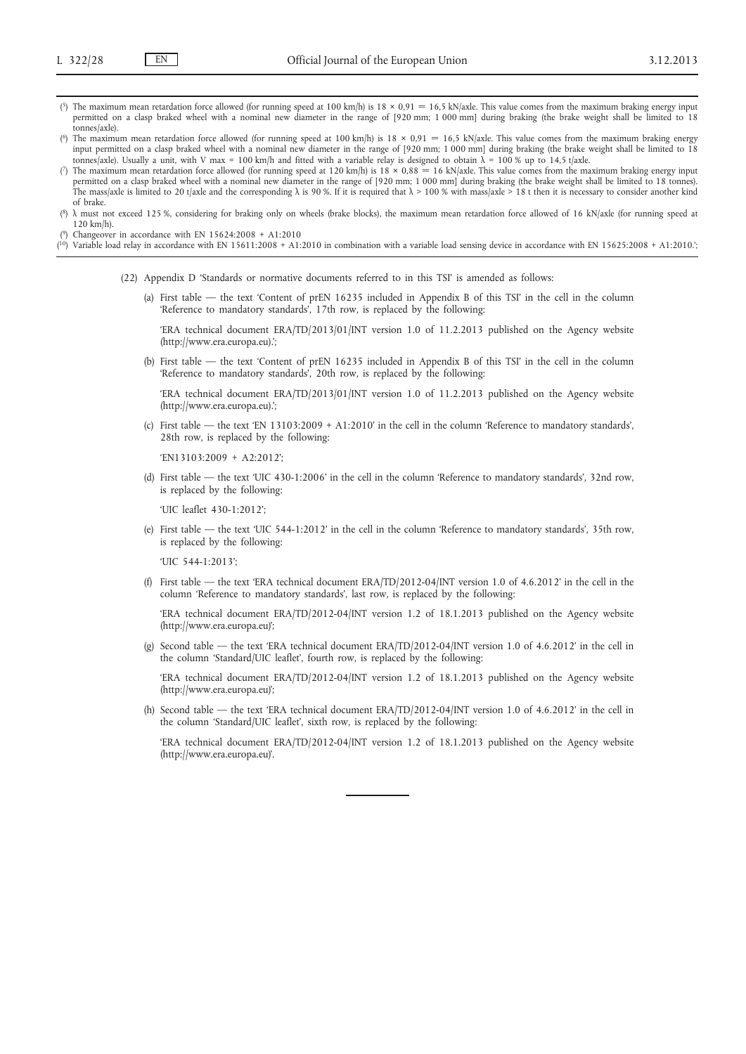([5]) The maximum mean retardation force allowed (for running speed at 100 km/h) is 18 × 0,91 = 16,5 kN/axle. This value comes from the maximum braking energy input permitted on a clasp braked wheel with a nominal new diameter in the range of [920 mm; 1 000 mm] during braking (the brake weight shall be limited to 18 tonnes/axle).

([6]) The maximum mean retardation force allowed (for running speed at 100 km/h) is 18 × 0,91 = 16,5 kN/axle. This value comes from the maximum braking energy input permitted on a clasp braked wheel with a nominal new diameter in the range of [920 mm; 1 000 mm] during braking (the brake weight shall be limited to 18 tonnes/axle). Usually a unit, with V max = 100 km/h and fitted with a variable relay is designed to obtain λ = 100 % up to 14,5 t/axle.

([7]) The maximum mean retardation force allowed (for running speed at 120 km/h) is 18 × 0,88 = 16 kN/axle. This value comes from the maximum braking energy input permitted on a clasp braked wheel with a nominal new diameter in the range of [920 mm; 1 000 mm] during braking (the brake weight shall be limited to 18 tonnes). The mass/axle is limited to 20 t/axle and the corresponding λ is 90 %. If it is required that λ > 100 % with mass/axle > 18 t then it is necessary to consider another kind of brake.

([8]) λ must not exceed 125 %, considering for braking only on wheels (brake blocks), the maximum mean retardation force allowed of 16 kN/axle (for running speed at 120 km/h).

([9]) Changeover in accordance with EN 15624:2008 + A1:2010

([10]) Variable load relay in accordance with EN 15611:2008 + A1:2010 in combination with a variable load sensing device in accordance with EN 15625:2008 + A1:2010.';

(22) Appendix D 'Standards or normative documents referred to in this TSI' is amended as follows:

(a) First table — the text 'Content of prEN 16235 included in Appendix B of this TSI' in the cell in the column 'Reference to mandatory standards', 17th row, is replaced by the following:

'ERA technical document ERA/TD/2013/01/INT version 1.0 of 11.2.2013 published on the Agency website (http://www.era.europa.eu).';

(b) First table — the text 'Content of prEN 16235 included in Appendix B of this TSI' in the cell in the column 'Reference to mandatory standards', 20th row, is replaced by the following:

'ERA technical document ERA/TD/2013/01/INT version 1.0 of 11.2.2013 published on the Agency website (http://www.era.europa.eu).';

(c) First table — the text 'EN 13103:2009 + A1:2010' in the cell in the column 'Reference to mandatory standards', 28th row, is replaced by the following:

'EN13103:2009 + A2:2012';

(d) First table — the text 'UIC 430-1:2006' in the cell in the column 'Reference to mandatory standards', 32nd row, is replaced by the following:

'UIC leaflet 430-1:2012';

(e) First table — the text 'UIC 544-1:2012' in the cell in the column 'Reference to mandatory standards', 35th row, is replaced by the following:

'UIC 544-1:2013';

(f) First table — the text 'ERA technical document ERA/TD/2012-04/INT version 1.0 of 4.6.2012' in the cell in the column 'Reference to mandatory standards', last row, is replaced by the following:

'ERA technical document ERA/TD/2012-04/INT version 1.2 of 18.1.2013 published on the Agency website (http://www.era.europa.eu)';

(g) Second table — the text 'ERA technical document ERA/TD/2012-04/INT version 1.0 of 4.6.2012' in the cell in the column 'Standard/UIC leaflet', fourth row, is replaced by the following:

'ERA technical document ERA/TD/2012-04/INT version 1.2 of 18.1.2013 published on the Agency website (http://www.era.europa.eu)';

(h) Second table — the text 'ERA technical document ERA/TD/2012-04/INT version 1.0 of 4.6.2012' in the cell in the column 'Standard/UIC leaflet', sixth row, is replaced by the following:

'ERA technical document ERA/TD/2012-04/INT version 1.2 of 18.1.2013 published on the Agency website (http://www.era.europa.eu)'.